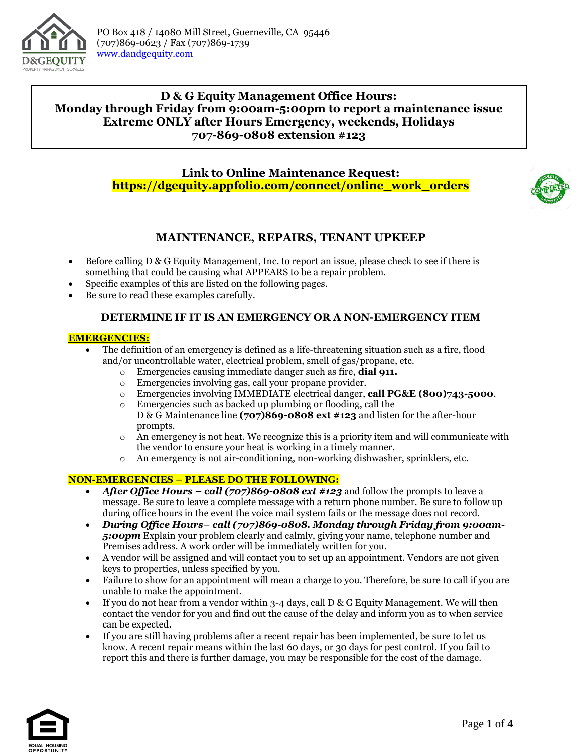PO Box 418 / 14080 Mill Street, Guerneville, CA 95446
(707)869-0623 / Fax (707)869-1739
www.dandgequity.com

**D & G Equity Management Office Hours:**
**Monday through Friday from 9:00am-5:00pm to report a maintenance issue**
**Extreme ONLY after Hours Emergency, weekends, Holidays**
**707-869-0808 extension #123**

**Link to Online Maintenance Request:**
**https://dgequity.appfolio.com/connect/online_work_orders**

## MAINTENANCE, REPAIRS, TENANT UPKEEP

- Before calling D & G Equity Management, Inc. to report an issue, please check to see if there is something that could be causing what APPEARS to be a repair problem.
- Specific examples of this are listed on the following pages.
- Be sure to read these examples carefully.

### DETERMINE IF IT IS AN EMERGENCY OR A NON-EMERGENCY ITEM

**EMERGENCIES:**

- The definition of an emergency is defined as a life-threatening situation such as a fire, flood and/or uncontrollable water, electrical problem, smell of gas/propane, etc.
  - Emergencies causing immediate danger such as fire, **dial 911.**
  - Emergencies involving gas, call your propane provider.
  - Emergencies involving IMMEDIATE electrical danger, **call PG&E (800)743-5000**.
  - Emergencies such as backed up plumbing or flooding, call the D & G Maintenance line **(707)869-0808 ext #123** and listen for the after-hour prompts.
  - An emergency is not heat. We recognize this is a priority item and will communicate with the vendor to ensure your heat is working in a timely manner.
  - An emergency is not air-conditioning, non-working dishwasher, sprinklers, etc.

**NON-EMERGENCIES – PLEASE DO THE FOLLOWING:**

- ***After Office Hours – call (707)869-0808 ext #123*** and follow the prompts to leave a message. Be sure to leave a complete message with a return phone number. Be sure to follow up during office hours in the event the voice mail system fails or the message does not record.
- ***During Office Hours– call (707)869-0808. Monday through Friday from 9:00am-5:00pm*** Explain your problem clearly and calmly, giving your name, telephone number and Premises address. A work order will be immediately written for you.
- A vendor will be assigned and will contact you to set up an appointment. Vendors are not given keys to properties, unless specified by you.
- Failure to show for an appointment will mean a charge to you. Therefore, be sure to call if you are unable to make the appointment.
- If you do not hear from a vendor within 3-4 days, call D & G Equity Management. We will then contact the vendor for you and find out the cause of the delay and inform you as to when service can be expected.
- If you are still having problems after a recent repair has been implemented, be sure to let us know. A recent repair means within the last 60 days, or 30 days for pest control. If you fail to report this and there is further damage, you may be responsible for the cost of the damage.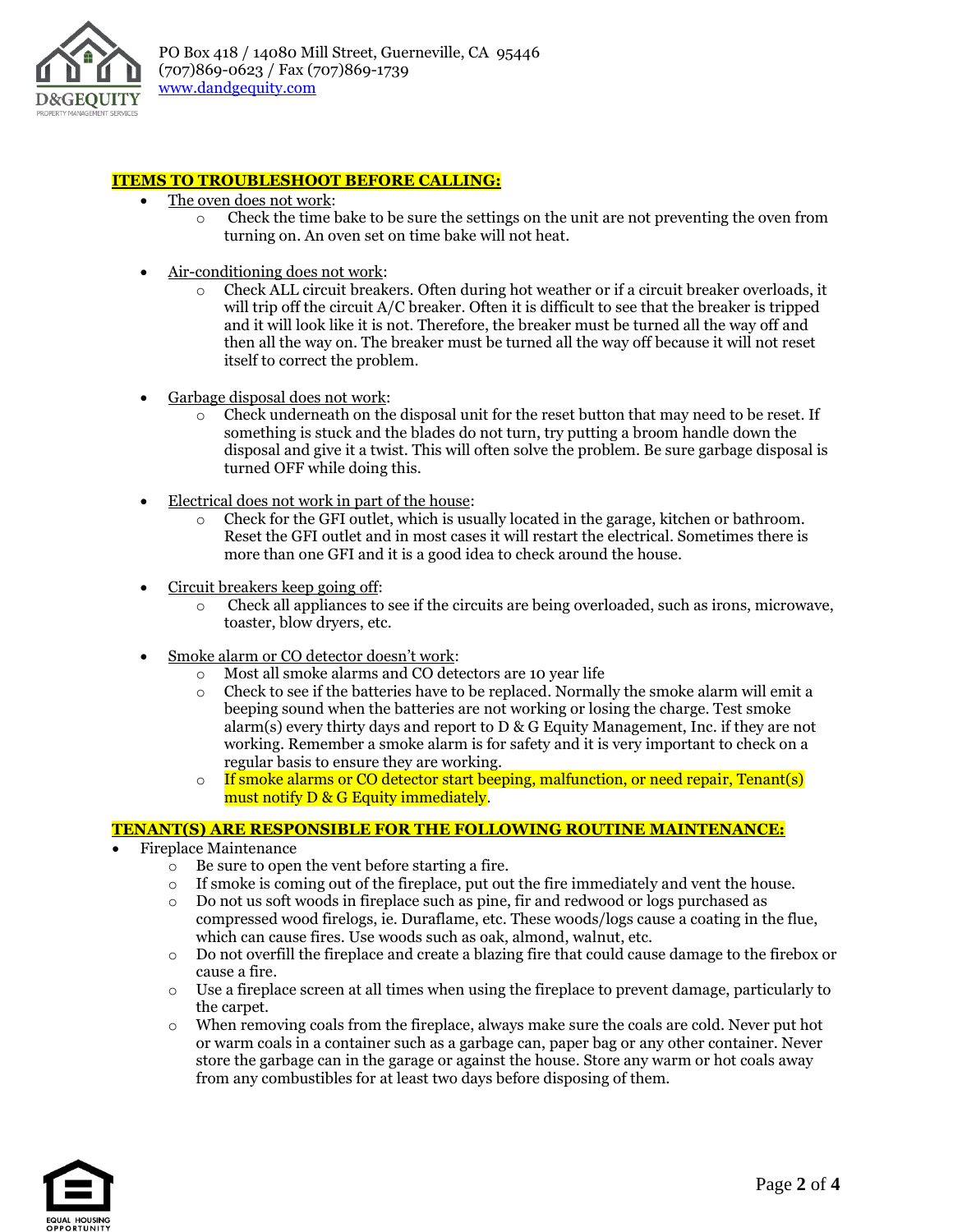**ITEMS TO TROUBLESHOOT BEFORE CALLING:**

- The oven does not work:
  - Check the time bake to be sure the settings on the unit are not preventing the oven from turning on. An oven set on time bake will not heat.
- Air-conditioning does not work:
  - Check ALL circuit breakers. Often during hot weather or if a circuit breaker overloads, it will trip off the circuit A/C breaker. Often it is difficult to see that the breaker is tripped and it will look like it is not. Therefore, the breaker must be turned all the way off and then all the way on. The breaker must be turned all the way off because it will not reset itself to correct the problem.
- Garbage disposal does not work:
  - Check underneath on the disposal unit for the reset button that may need to be reset. If something is stuck and the blades do not turn, try putting a broom handle down the disposal and give it a twist. This will often solve the problem. Be sure garbage disposal is turned OFF while doing this.
- Electrical does not work in part of the house:
  - Check for the GFI outlet, which is usually located in the garage, kitchen or bathroom. Reset the GFI outlet and in most cases it will restart the electrical. Sometimes there is more than one GFI and it is a good idea to check around the house.
- Circuit breakers keep going off:
  - Check all appliances to see if the circuits are being overloaded, such as irons, microwave, toaster, blow dryers, etc.
- Smoke alarm or CO detector doesn't work:
  - Most all smoke alarms and CO detectors are 10 year life
  - Check to see if the batteries have to be replaced. Normally the smoke alarm will emit a beeping sound when the batteries are not working or losing the charge. Test smoke alarm(s) every thirty days and report to D & G Equity Management, Inc. if they are not working. Remember a smoke alarm is for safety and it is very important to check on a regular basis to ensure they are working.
  - If smoke alarms or CO detector start beeping, malfunction, or need repair, Tenant(s) must notify D & G Equity immediately.

**TENANT(S) ARE RESPONSIBLE FOR THE FOLLOWING ROUTINE MAINTENANCE:**

- Fireplace Maintenance
  - Be sure to open the vent before starting a fire.
  - If smoke is coming out of the fireplace, put out the fire immediately and vent the house.
  - Do not us soft woods in fireplace such as pine, fir and redwood or logs purchased as compressed wood firelogs, ie. Duraflame, etc. These woods/logs cause a coating in the flue, which can cause fires. Use woods such as oak, almond, walnut, etc.
  - Do not overfill the fireplace and create a blazing fire that could cause damage to the firebox or cause a fire.
  - Use a fireplace screen at all times when using the fireplace to prevent damage, particularly to the carpet.
  - When removing coals from the fireplace, always make sure the coals are cold. Never put hot or warm coals in a container such as a garbage can, paper bag or any other container. Never store the garbage can in the garage or against the house. Store any warm or hot coals away from any combustibles for at least two days before disposing of them.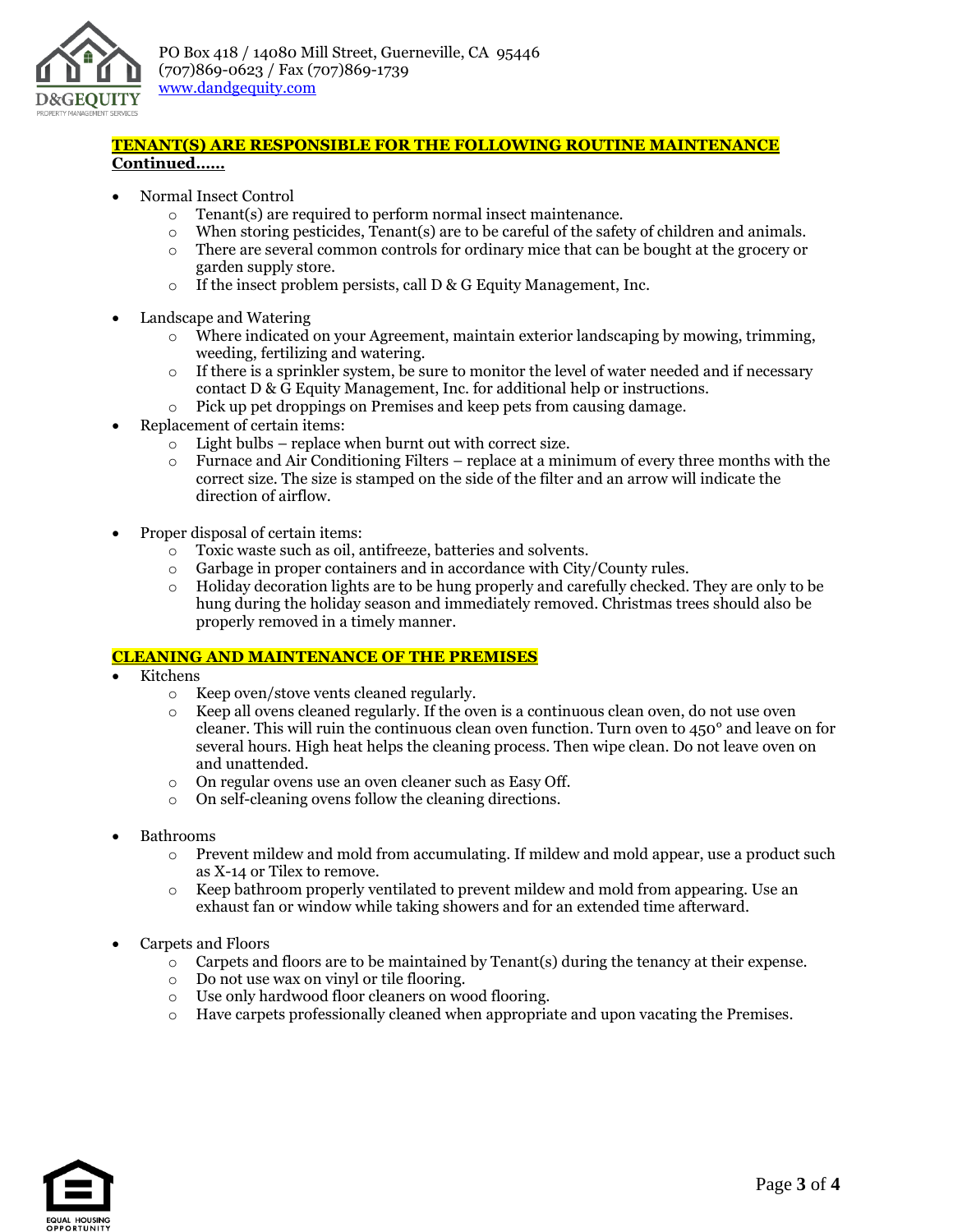**TENANT(S) ARE RESPONSIBLE FOR THE FOLLOWING ROUTINE MAINTENANCE Continued……**

- Normal Insect Control
  - Tenant(s) are required to perform normal insect maintenance.
  - When storing pesticides, Tenant(s) are to be careful of the safety of children and animals.
  - There are several common controls for ordinary mice that can be bought at the grocery or garden supply store.
  - If the insect problem persists, call D & G Equity Management, Inc.

- Landscape and Watering
  - Where indicated on your Agreement, maintain exterior landscaping by mowing, trimming, weeding, fertilizing and watering.
  - If there is a sprinkler system, be sure to monitor the level of water needed and if necessary contact D & G Equity Management, Inc. for additional help or instructions.
  - Pick up pet droppings on Premises and keep pets from causing damage.
- Replacement of certain items:
  - Light bulbs – replace when burnt out with correct size.
  - Furnace and Air Conditioning Filters – replace at a minimum of every three months with the correct size. The size is stamped on the side of the filter and an arrow will indicate the direction of airflow.

- Proper disposal of certain items:
  - Toxic waste such as oil, antifreeze, batteries and solvents.
  - Garbage in proper containers and in accordance with City/County rules.
  - Holiday decoration lights are to be hung properly and carefully checked. They are only to be hung during the holiday season and immediately removed. Christmas trees should also be properly removed in a timely manner.

**CLEANING AND MAINTENANCE OF THE PREMISES**

- Kitchens
  - Keep oven/stove vents cleaned regularly.
  - Keep all ovens cleaned regularly. If the oven is a continuous clean oven, do not use oven cleaner. This will ruin the continuous clean oven function. Turn oven to 450° and leave on for several hours. High heat helps the cleaning process. Then wipe clean. Do not leave oven on and unattended.
  - On regular ovens use an oven cleaner such as Easy Off.
  - On self-cleaning ovens follow the cleaning directions.

- Bathrooms
  - Prevent mildew and mold from accumulating. If mildew and mold appear, use a product such as X-14 or Tilex to remove.
  - Keep bathroom properly ventilated to prevent mildew and mold from appearing. Use an exhaust fan or window while taking showers and for an extended time afterward.

- Carpets and Floors
  - Carpets and floors are to be maintained by Tenant(s) during the tenancy at their expense.
  - Do not use wax on vinyl or tile flooring.
  - Use only hardwood floor cleaners on wood flooring.
  - Have carpets professionally cleaned when appropriate and upon vacating the Premises.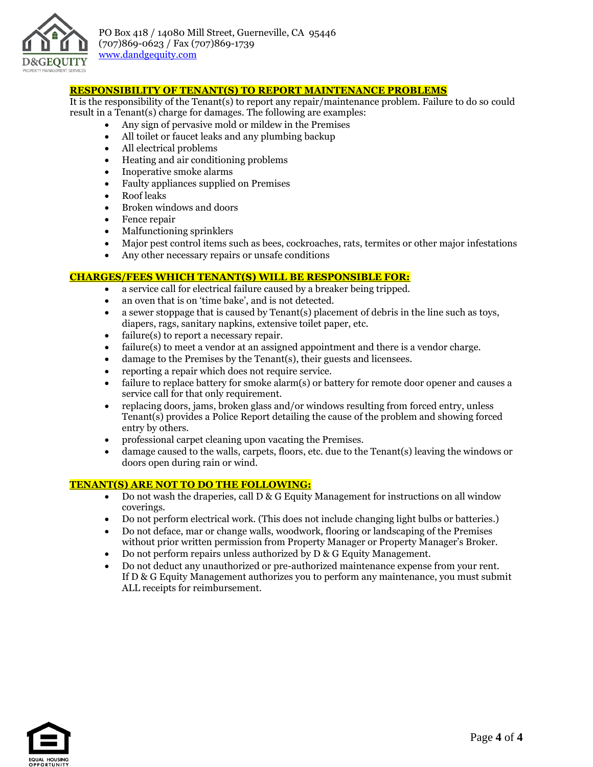PO Box 418 / 14080 Mill Street, Guerneville, CA 95446
(707)869-0623 / Fax (707)869-1739
www.dandgequity.com

## RESPONSIBILITY OF TENANT(S) TO REPORT MAINTENANCE PROBLEMS

It is the responsibility of the Tenant(s) to report any repair/maintenance problem. Failure to do so could result in a Tenant(s) charge for damages. The following are examples:

- Any sign of pervasive mold or mildew in the Premises
- All toilet or faucet leaks and any plumbing backup
- All electrical problems
- Heating and air conditioning problems
- Inoperative smoke alarms
- Faulty appliances supplied on Premises
- Roof leaks
- Broken windows and doors
- Fence repair
- Malfunctioning sprinklers
- Major pest control items such as bees, cockroaches, rats, termites or other major infestations
- Any other necessary repairs or unsafe conditions

## CHARGES/FEES WHICH TENANT(S) WILL BE RESPONSIBLE FOR:

- a service call for electrical failure caused by a breaker being tripped.
- an oven that is on 'time bake', and is not detected.
- a sewer stoppage that is caused by Tenant(s) placement of debris in the line such as toys, diapers, rags, sanitary napkins, extensive toilet paper, etc.
- failure(s) to report a necessary repair.
- failure(s) to meet a vendor at an assigned appointment and there is a vendor charge.
- damage to the Premises by the Tenant(s), their guests and licensees.
- reporting a repair which does not require service.
- failure to replace battery for smoke alarm(s) or battery for remote door opener and causes a service call for that only requirement.
- replacing doors, jams, broken glass and/or windows resulting from forced entry, unless Tenant(s) provides a Police Report detailing the cause of the problem and showing forced entry by others.
- professional carpet cleaning upon vacating the Premises.
- damage caused to the walls, carpets, floors, etc. due to the Tenant(s) leaving the windows or doors open during rain or wind.

## TENANT(S) ARE NOT TO DO THE FOLLOWING:

- Do not wash the draperies, call D & G Equity Management for instructions on all window coverings.
- Do not perform electrical work. (This does not include changing light bulbs or batteries.)
- Do not deface, mar or change walls, woodwork, flooring or landscaping of the Premises without prior written permission from Property Manager or Property Manager's Broker.
- Do not perform repairs unless authorized by D & G Equity Management.
- Do not deduct any unauthorized or pre-authorized maintenance expense from your rent. If D & G Equity Management authorizes you to perform any maintenance, you must submit ALL receipts for reimbursement.